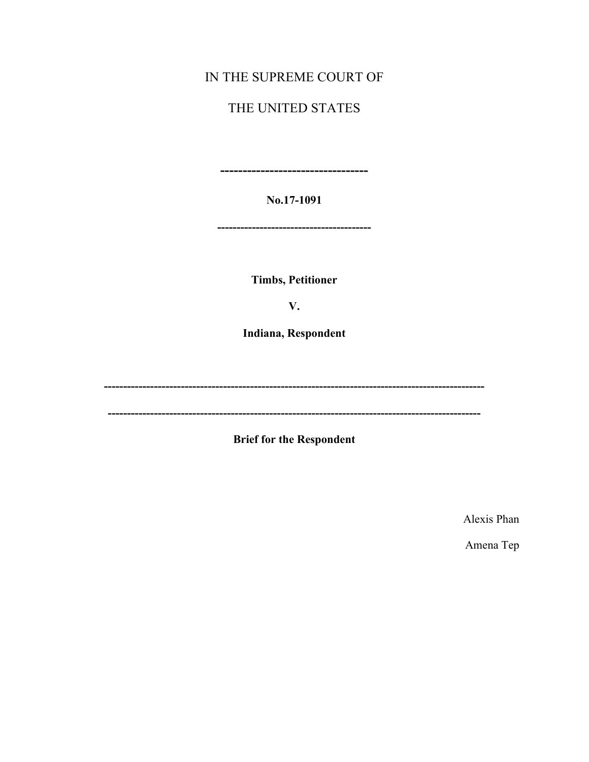IN THE SUPREME COURT OF

THE UNITED STATES

---

**No.17-1091**

---

**Timbs, Petitioner**

**V.**

**Indiana, Respondent**

---

---

**Brief for the Respondent**

Alexis Phan

Amena Tep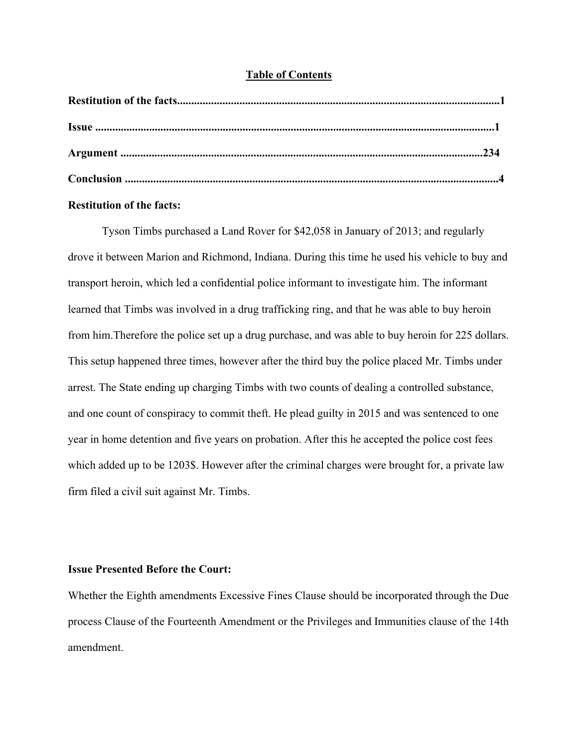## Table of Contents

**Restitution of the facts..................................................................................................................1**

**Issue ..............................................................................................................................................1**

**Argument ...................................................................................................................................234**

**Conclusion ......................................................................................................................................4**

**Restitution of the facts:**

Tyson Timbs purchased a Land Rover for $42,058 in January of 2013; and regularly drove it between Marion and Richmond, Indiana. During this time he used his vehicle to buy and transport heroin, which led a confidential police informant to investigate him. The informant learned that Timbs was involved in a drug trafficking ring, and that he was able to buy heroin from him.Therefore the police set up a drug purchase, and was able to buy heroin for 225 dollars. This setup happened three times, however after the third buy the police placed Mr. Timbs under arrest. The State ending up charging Timbs with two counts of dealing a controlled substance, and one count of conspiracy to commit theft. He plead guilty in 2015 and was sentenced to one year in home detention and five years on probation. After this he accepted the police cost fees which added up to be 1203$. However after the criminal charges were brought for, a private law firm filed a civil suit against Mr. Timbs.

**Issue Presented Before the Court:**

Whether the Eighth amendments Excessive Fines Clause should be incorporated through the Due process Clause of the Fourteenth Amendment or the Privileges and Immunities clause of the 14th amendment.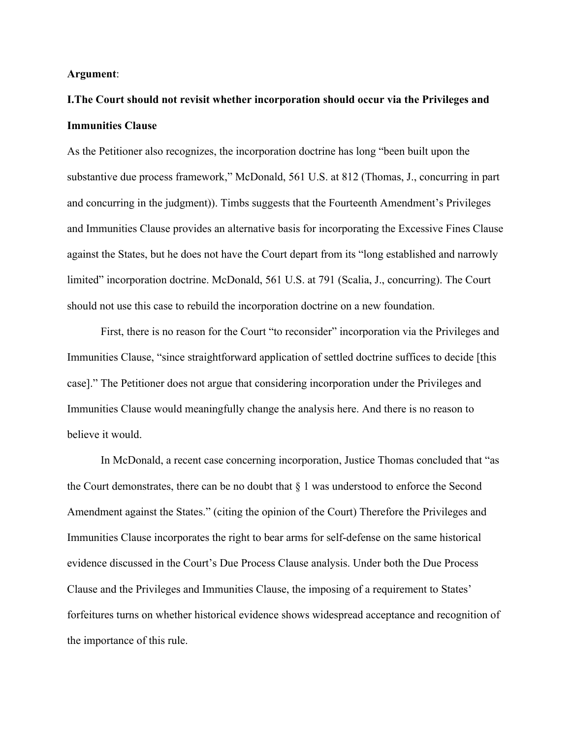**Argument**:

**I.The Court should not revisit whether incorporation should occur via the Privileges and Immunities Clause**

As the Petitioner also recognizes, the incorporation doctrine has long "been built upon the substantive due process framework," McDonald, 561 U.S. at 812 (Thomas, J., concurring in part and concurring in the judgment)). Timbs suggests that the Fourteenth Amendment's Privileges and Immunities Clause provides an alternative basis for incorporating the Excessive Fines Clause against the States, but he does not have the Court depart from its "long established and narrowly limited" incorporation doctrine. McDonald, 561 U.S. at 791 (Scalia, J., concurring). The Court should not use this case to rebuild the incorporation doctrine on a new foundation.

First, there is no reason for the Court "to reconsider" incorporation via the Privileges and Immunities Clause, "since straightforward application of settled doctrine suffices to decide [this case]." The Petitioner does not argue that considering incorporation under the Privileges and Immunities Clause would meaningfully change the analysis here. And there is no reason to believe it would.

In McDonald, a recent case concerning incorporation, Justice Thomas concluded that "as the Court demonstrates, there can be no doubt that § 1 was understood to enforce the Second Amendment against the States." (citing the opinion of the Court) Therefore the Privileges and Immunities Clause incorporates the right to bear arms for self-defense on the same historical evidence discussed in the Court's Due Process Clause analysis. Under both the Due Process Clause and the Privileges and Immunities Clause, the imposing of a requirement to States' forfeitures turns on whether historical evidence shows widespread acceptance and recognition of the importance of this rule.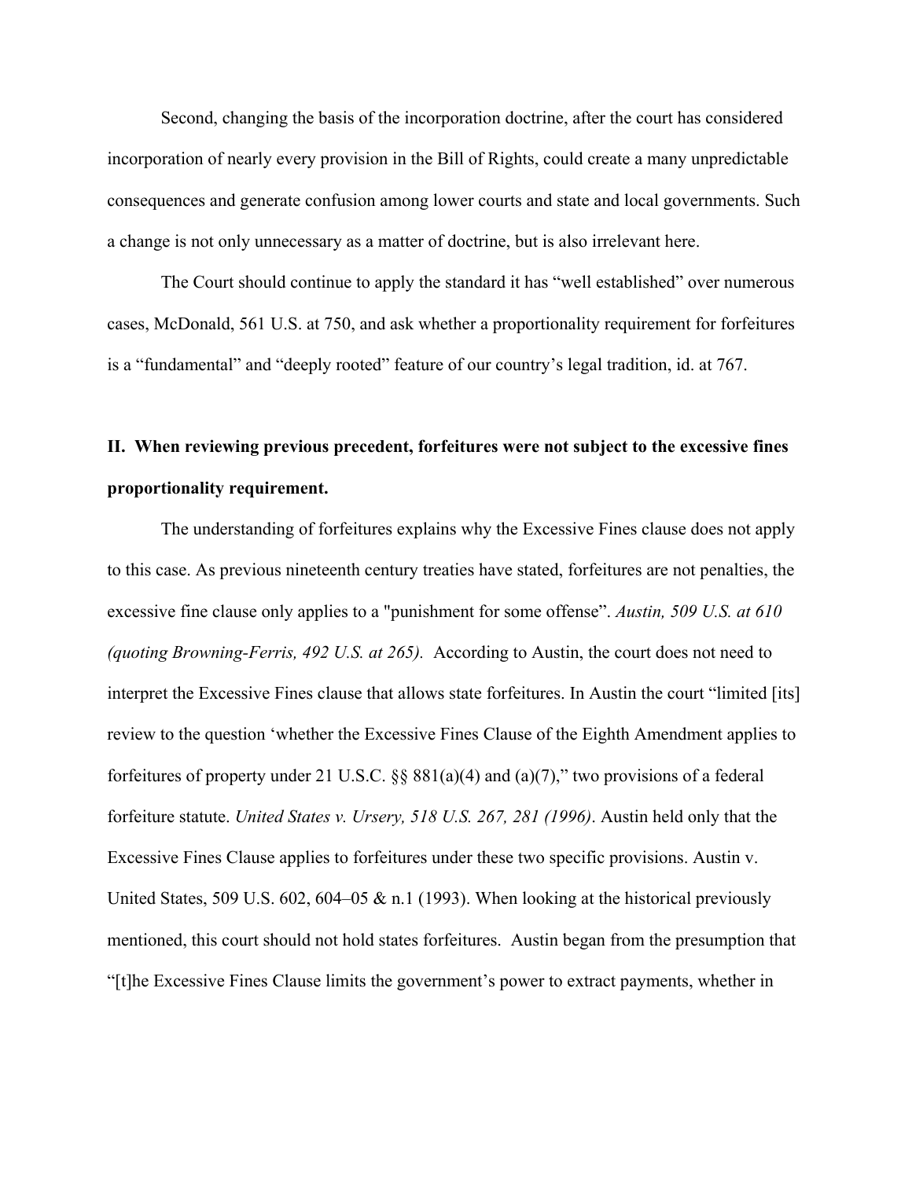Second, changing the basis of the incorporation doctrine, after the court has considered incorporation of nearly every provision in the Bill of Rights, could create a many unpredictable consequences and generate confusion among lower courts and state and local governments. Such a change is not only unnecessary as a matter of doctrine, but is also irrelevant here.

The Court should continue to apply the standard it has "well established" over numerous cases, McDonald, 561 U.S. at 750, and ask whether a proportionality requirement for forfeitures is a "fundamental" and "deeply rooted" feature of our country's legal tradition, id. at 767.

## II. When reviewing previous precedent, forfeitures were not subject to the excessive fines proportionality requirement.

The understanding of forfeitures explains why the Excessive Fines clause does not apply to this case. As previous nineteenth century treaties have stated, forfeitures are not penalties, the excessive fine clause only applies to a "punishment for some offense". *Austin, 509 U.S. at 610 (quoting Browning-Ferris, 492 U.S. at 265).* According to Austin, the court does not need to interpret the Excessive Fines clause that allows state forfeitures. In Austin the court "limited [its] review to the question 'whether the Excessive Fines Clause of the Eighth Amendment applies to forfeitures of property under 21 U.S.C. §§ 881(a)(4) and (a)(7)," two provisions of a federal forfeiture statute. *United States v. Ursery, 518 U.S. 267, 281 (1996)*. Austin held only that the Excessive Fines Clause applies to forfeitures under these two specific provisions. Austin v. United States, 509 U.S. 602, 604–05 & n.1 (1993). When looking at the historical previously mentioned, this court should not hold states forfeitures. Austin began from the presumption that "[t]he Excessive Fines Clause limits the government's power to extract payments, whether in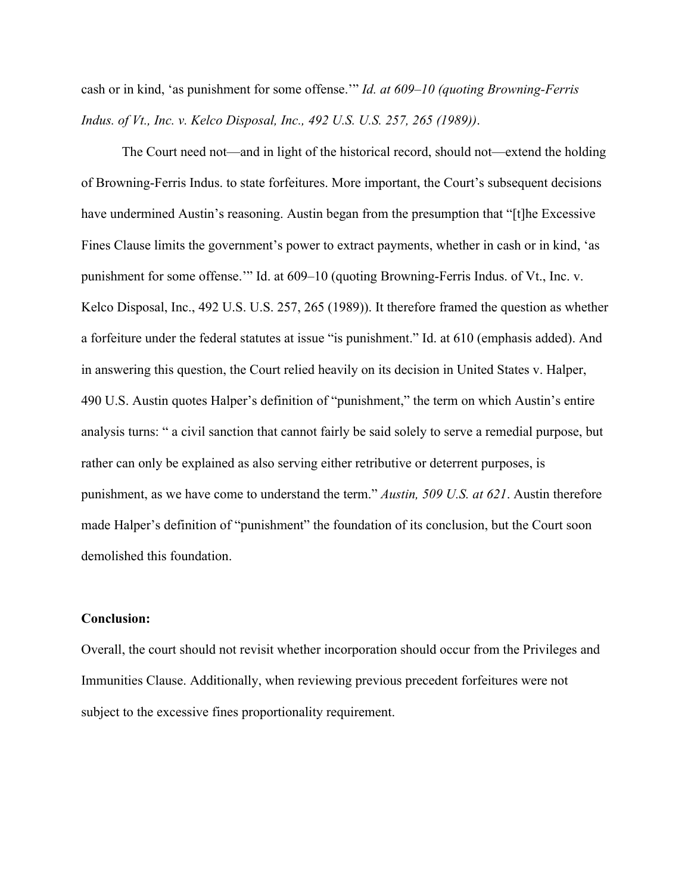cash or in kind, 'as punishment for some offense.'" *Id. at 609–10 (quoting Browning-Ferris Indus. of Vt., Inc. v. Kelco Disposal, Inc., 492 U.S. U.S. 257, 265 (1989))*.

The Court need not—and in light of the historical record, should not—extend the holding of Browning-Ferris Indus. to state forfeitures. More important, the Court's subsequent decisions have undermined Austin's reasoning. Austin began from the presumption that "[t]he Excessive Fines Clause limits the government's power to extract payments, whether in cash or in kind, 'as punishment for some offense.'" Id. at 609–10 (quoting Browning-Ferris Indus. of Vt., Inc. v. Kelco Disposal, Inc., 492 U.S. U.S. 257, 265 (1989)). It therefore framed the question as whether a forfeiture under the federal statutes at issue "is punishment." Id. at 610 (emphasis added). And in answering this question, the Court relied heavily on its decision in United States v. Halper, 490 U.S. Austin quotes Halper's definition of "punishment," the term on which Austin's entire analysis turns: " a civil sanction that cannot fairly be said solely to serve a remedial purpose, but rather can only be explained as also serving either retributive or deterrent purposes, is punishment, as we have come to understand the term." *Austin, 509 U.S. at 621*. Austin therefore made Halper's definition of "punishment" the foundation of its conclusion, but the Court soon demolished this foundation.

**Conclusion:**

Overall, the court should not revisit whether incorporation should occur from the Privileges and Immunities Clause. Additionally, when reviewing previous precedent forfeitures were not subject to the excessive fines proportionality requirement.